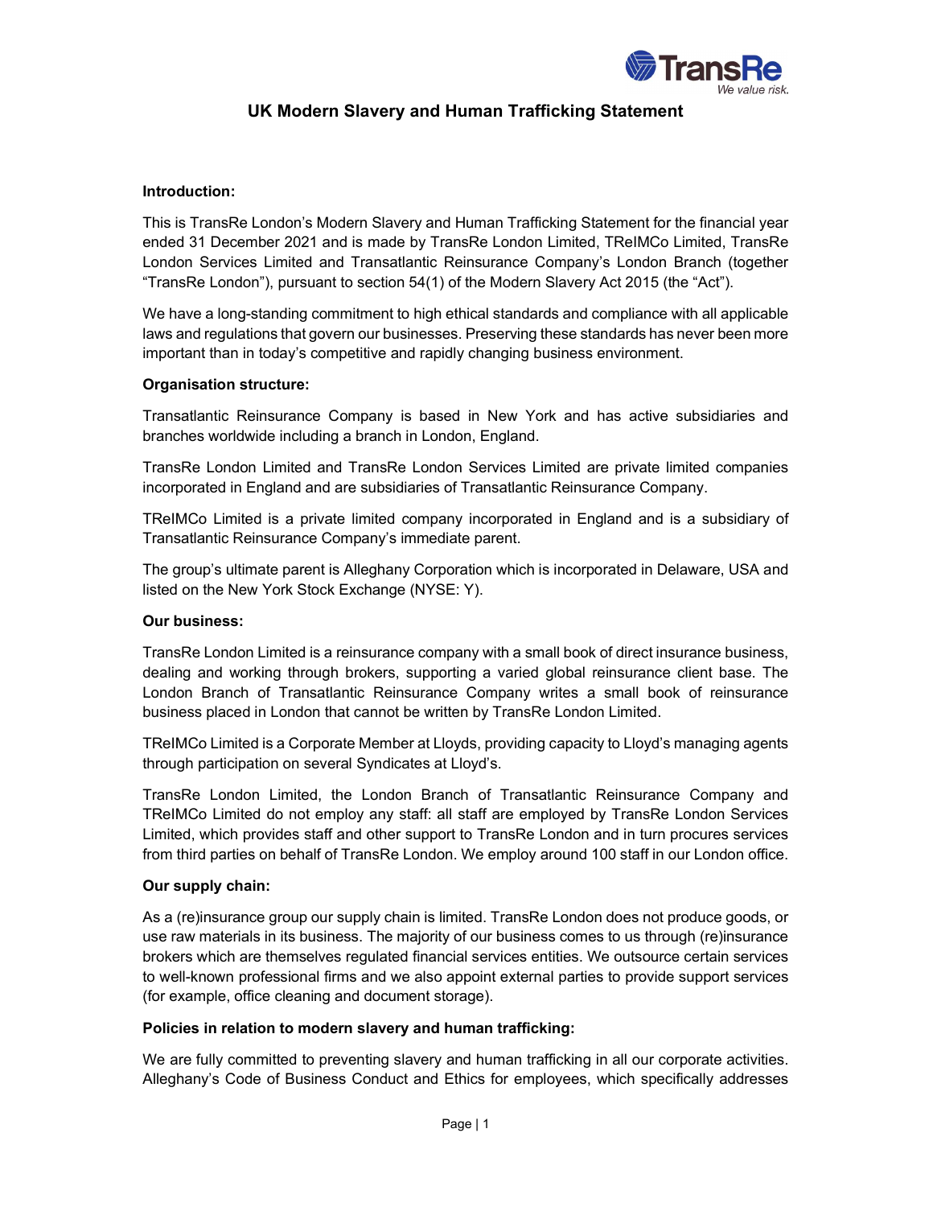# UK Modern Slavery and Human Trafficking Statement

**Introduction:**

This is TransRe London's Modern Slavery and Human Trafficking Statement for the financial year ended 31 December 2021 and is made by TransRe London Limited, TReIMCo Limited, TransRe London Services Limited and Transatlantic Reinsurance Company's London Branch (together "TransRe London"), pursuant to section 54(1) of the Modern Slavery Act 2015 (the "Act").

We have a long-standing commitment to high ethical standards and compliance with all applicable laws and regulations that govern our businesses. Preserving these standards has never been more important than in today's competitive and rapidly changing business environment.

**Organisation structure:**

Transatlantic Reinsurance Company is based in New York and has active subsidiaries and branches worldwide including a branch in London, England.

TransRe London Limited and TransRe London Services Limited are private limited companies incorporated in England and are subsidiaries of Transatlantic Reinsurance Company.

TReIMCo Limited is a private limited company incorporated in England and is a subsidiary of Transatlantic Reinsurance Company's immediate parent.

The group's ultimate parent is Alleghany Corporation which is incorporated in Delaware, USA and listed on the New York Stock Exchange (NYSE: Y).

**Our business:**

TransRe London Limited is a reinsurance company with a small book of direct insurance business, dealing and working through brokers, supporting a varied global reinsurance client base. The London Branch of Transatlantic Reinsurance Company writes a small book of reinsurance business placed in London that cannot be written by TransRe London Limited.

TReIMCo Limited is a Corporate Member at Lloyds, providing capacity to Lloyd's managing agents through participation on several Syndicates at Lloyd's.

TransRe London Limited, the London Branch of Transatlantic Reinsurance Company and TReIMCo Limited do not employ any staff: all staff are employed by TransRe London Services Limited, which provides staff and other support to TransRe London and in turn procures services from third parties on behalf of TransRe London. We employ around 100 staff in our London office.

**Our supply chain:**

As a (re)insurance group our supply chain is limited. TransRe London does not produce goods, or use raw materials in its business. The majority of our business comes to us through (re)insurance brokers which are themselves regulated financial services entities. We outsource certain services to well-known professional firms and we also appoint external parties to provide support services (for example, office cleaning and document storage).

**Policies in relation to modern slavery and human trafficking:**

We are fully committed to preventing slavery and human trafficking in all our corporate activities. Alleghany's Code of Business Conduct and Ethics for employees, which specifically addresses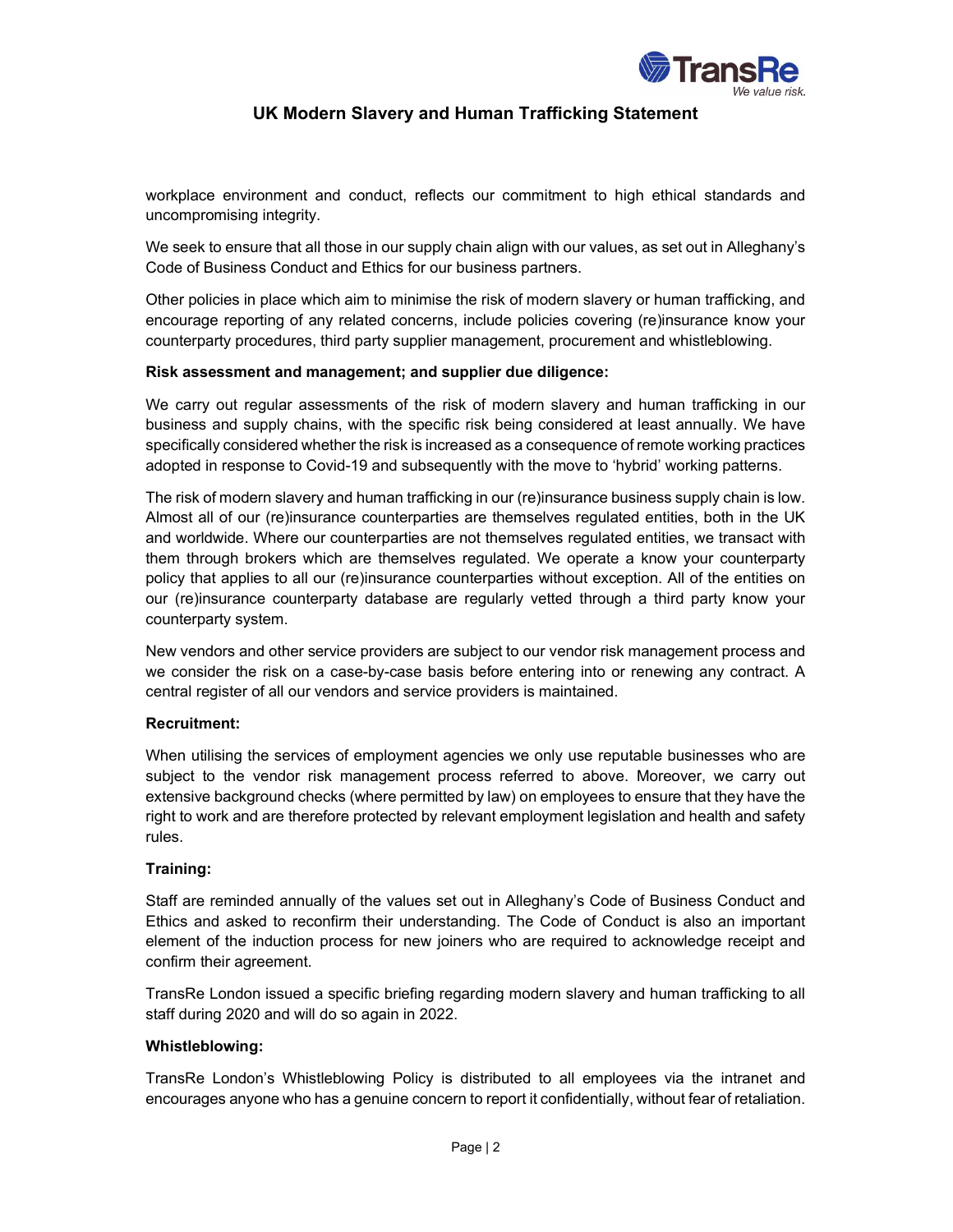workplace environment and conduct, reflects our commitment to high ethical standards and uncompromising integrity.

We seek to ensure that all those in our supply chain align with our values, as set out in Alleghany's Code of Business Conduct and Ethics for our business partners.

Other policies in place which aim to minimise the risk of modern slavery or human trafficking, and encourage reporting of any related concerns, include policies covering (re)insurance know your counterparty procedures, third party supplier management, procurement and whistleblowing.

**Risk assessment and management; and supplier due diligence:**

We carry out regular assessments of the risk of modern slavery and human trafficking in our business and supply chains, with the specific risk being considered at least annually. We have specifically considered whether the risk is increased as a consequence of remote working practices adopted in response to Covid-19 and subsequently with the move to 'hybrid' working patterns.

The risk of modern slavery and human trafficking in our (re)insurance business supply chain is low. Almost all of our (re)insurance counterparties are themselves regulated entities, both in the UK and worldwide. Where our counterparties are not themselves regulated entities, we transact with them through brokers which are themselves regulated. We operate a know your counterparty policy that applies to all our (re)insurance counterparties without exception. All of the entities on our (re)insurance counterparty database are regularly vetted through a third party know your counterparty system.

New vendors and other service providers are subject to our vendor risk management process and we consider the risk on a case-by-case basis before entering into or renewing any contract. A central register of all our vendors and service providers is maintained.

**Recruitment:**

When utilising the services of employment agencies we only use reputable businesses who are subject to the vendor risk management process referred to above. Moreover, we carry out extensive background checks (where permitted by law) on employees to ensure that they have the right to work and are therefore protected by relevant employment legislation and health and safety rules.

**Training:**

Staff are reminded annually of the values set out in Alleghany's Code of Business Conduct and Ethics and asked to reconfirm their understanding. The Code of Conduct is also an important element of the induction process for new joiners who are required to acknowledge receipt and confirm their agreement.

TransRe London issued a specific briefing regarding modern slavery and human trafficking to all staff during 2020 and will do so again in 2022.

**Whistleblowing:**

TransRe London's Whistleblowing Policy is distributed to all employees via the intranet and encourages anyone who has a genuine concern to report it confidentially, without fear of retaliation.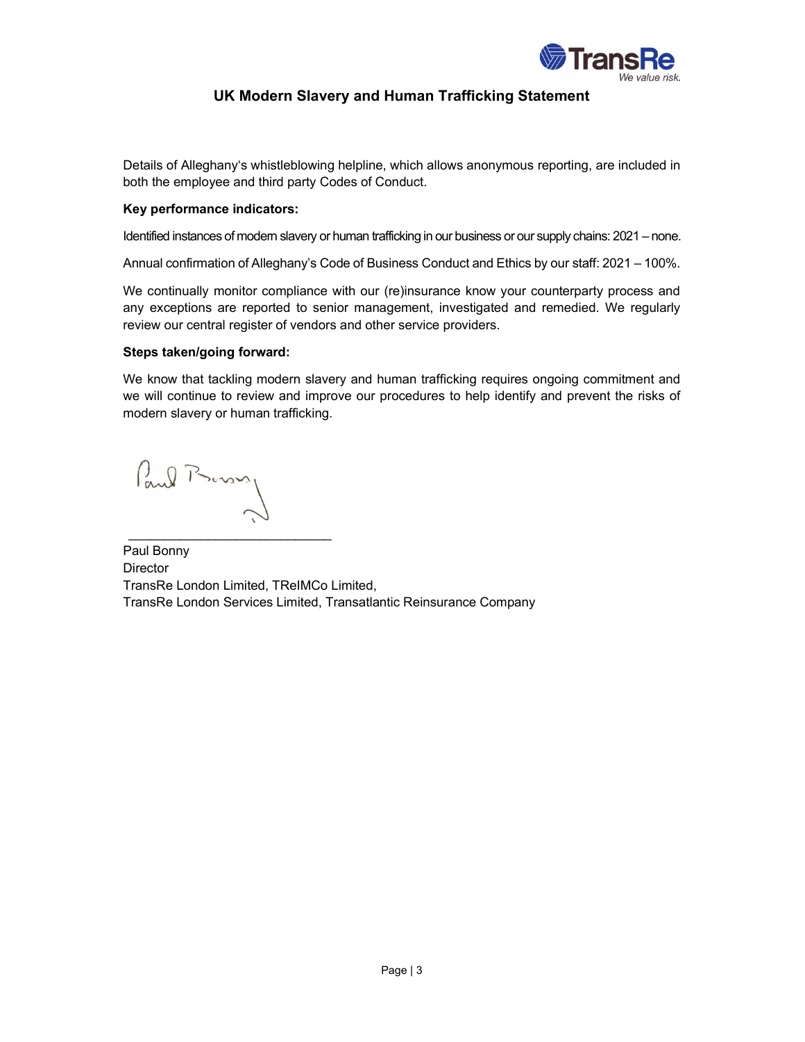# UK Modern Slavery and Human Trafficking Statement

Details of Alleghany's whistleblowing helpline, which allows anonymous reporting, are included in both the employee and third party Codes of Conduct.

**Key performance indicators:**

Identified instances of modern slavery or human trafficking in our business or our supply chains: 2021 – none.

Annual confirmation of Alleghany's Code of Business Conduct and Ethics by our staff: 2021 – 100%.

We continually monitor compliance with our (re)insurance know your counterparty process and any exceptions are reported to senior management, investigated and remedied. We regularly review our central register of vendors and other service providers.

**Steps taken/going forward:**

We know that tackling modern slavery and human trafficking requires ongoing commitment and we will continue to review and improve our procedures to help identify and prevent the risks of modern slavery or human trafficking.

Paul Bonny
Director
TransRe London Limited, TReIMCo Limited,
TransRe London Services Limited, Transatlantic Reinsurance Company